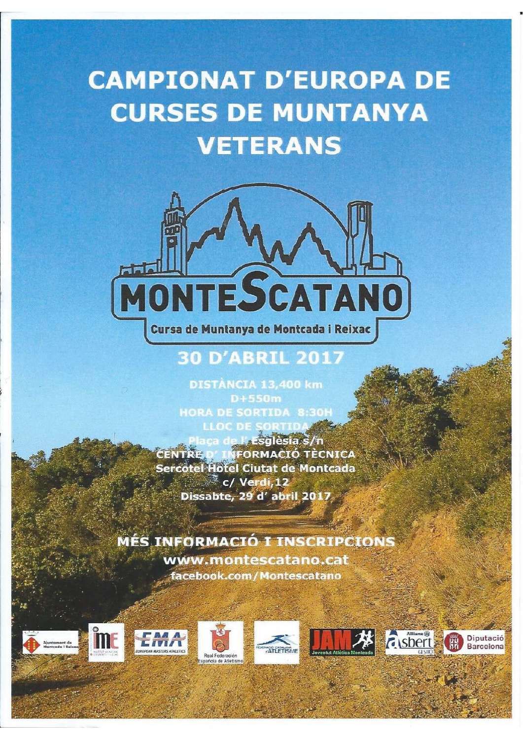# CAMPIONAT D'EUROPA DE CURSES DE MUNTANYA VETERANS

## MONTESCATANO

Cursa de Muntanya de Montcada i Reixac

## 30 D'ABRIL 2017

**DISTÀNCIA 13,400 km**
**D+550m**
**HORA DE SORTIDA 8:30H**
**LLOC DE SORTIDA**
**Plaça de l' Església s/n**
**CENTRE D' INFORMACIÓ TÈCNICA**
**Sercotel Hotel Ciutat de Montcada**
**c/ Verdi,12**
**Dissabte, 29 d' abril 2017**

**MÉS INFORMACIÓ I INSCRIPCIONS**
**www.montescatano.cat**
**facebook.com/Montescatano**

Ajuntament de Montcada i Reixac · IME · EMA European Masters Athletics · Real Federación Española de Atletismo · Federació Catalana d'Atletisme · JAM Joventut Atlètica Montcada · Allianz Asbert Gestió · Diputació Barcelona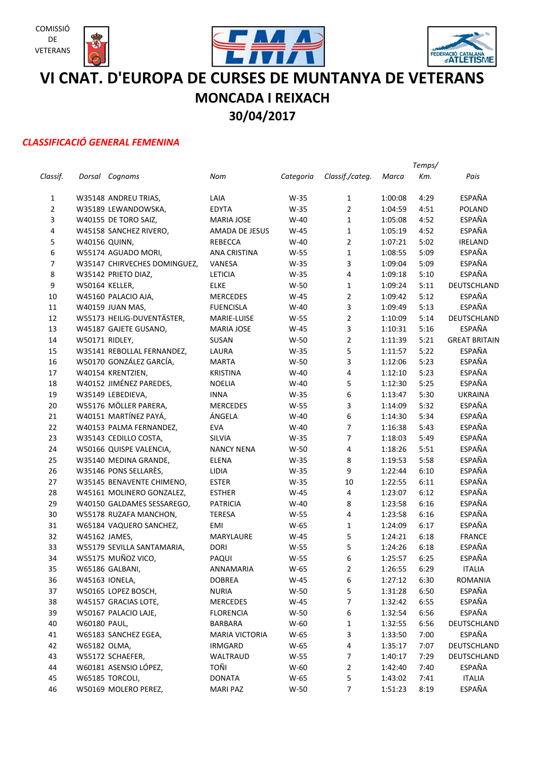COMISSIÓ DE VETERANS

# VI CNAT. D'EUROPA DE CURSES DE MUNTANYA DE VETERANS

## MONCADA I REIXACH

## 30/04/2017

***CLASSIFICACIÓ GENERAL FEMENINA***

| *Classif.* | *Dorsal* | *Cognoms* | *Nom* | *Categoria* | *Classif./categ.* | *Marca* | *Temps/ Km.* | *Pais* |
|---|---|---|---|---|---|---|---|---|
| 1 | W35148 | ANDREU TRIAS, | LAIA | W-35 | 1 | 1:00:08 | 4:29 | ESPAÑA |
| 2 | W35189 | LEWANDOWSKA, | EDYTA | W-35 | 2 | 1:04:59 | 4:51 | POLAND |
| 3 | W40155 | DE TORO SAIZ, | MARIA JOSE | W-40 | 1 | 1:05:08 | 4:52 | ESPAÑA |
| 4 | W45158 | SANCHEZ RIVERO, | AMADA DE JESUS | W-45 | 1 | 1:05:19 | 4:52 | ESPAÑA |
| 5 | W40156 | QUINN, | REBECCA | W-40 | 2 | 1:07:21 | 5:02 | IRELAND |
| 6 | W55174 | AGUADO MORI, | ANA CRISTINA | W-55 | 1 | 1:08:55 | 5:09 | ESPAÑA |
| 7 | W35147 | CHIRVECHES DOMINGUEZ, | VANESA | W-35 | 3 | 1:09:04 | 5:09 | ESPAÑA |
| 8 | W35142 | PRIETO DIAZ, | LETICIA | W-35 | 4 | 1:09:18 | 5:10 | ESPAÑA |
| 9 | W50164 | KELLER, | ELKE | W-50 | 1 | 1:09:24 | 5:11 | DEUTSCHLAND |
| 10 | W45160 | PALACIO AJA, | MERCEDES | W-45 | 2 | 1:09:42 | 5:12 | ESPAÑA |
| 11 | W40159 | JUAN MAS, | FUENCISLA | W-40 | 3 | 1:09:49 | 5:13 | ESPAÑA |
| 12 | W55173 | HEILIG-DUVENTÄSTER, | MARIE-LUISE | W-55 | 2 | 1:10:09 | 5:14 | DEUTSCHLAND |
| 13 | W45187 | GAJETE GUSANO, | MARIA JOSE | W-45 | 3 | 1:10:31 | 5:16 | ESPAÑA |
| 14 | W50171 | RIDLEY, | SUSAN | W-50 | 2 | 1:11:39 | 5:21 | GREAT BRITAIN |
| 15 | W35141 | REBOLLAL FERNANDEZ, | LAURA | W-35 | 5 | 1:11:57 | 5:22 | ESPAÑA |
| 16 | W50170 | GONZÁLEZ GARCÍA, | MARTA | W-50 | 3 | 1:12:06 | 5:23 | ESPAÑA |
| 17 | W40154 | KRENTZIEN, | KRISTINA | W-40 | 4 | 1:12:10 | 5:23 | ESPAÑA |
| 18 | W40152 | JIMÉNEZ PAREDES, | NOELIA | W-40 | 5 | 1:12:30 | 5:25 | ESPAÑA |
| 19 | W35149 | LEBEDIEVA, | INNA | W-35 | 6 | 1:13:47 | 5:30 | UKRAINA |
| 20 | W55176 | MÖLLER PARERA, | MERCEDES | W-55 | 3 | 1:14:09 | 5:32 | ESPAÑA |
| 21 | W40151 | MARTÍNEZ PAYÁ, | ÁNGELA | W-40 | 6 | 1:14:30 | 5:34 | ESPAÑA |
| 22 | W40153 | PALMA FERNANDEZ, | EVA | W-40 | 7 | 1:16:38 | 5:43 | ESPAÑA |
| 23 | W35143 | CEDILLO COSTA, | SILVIA | W-35 | 7 | 1:18:03 | 5:49 | ESPAÑA |
| 24 | W50166 | QUISPE VALENCIA, | NANCY NENA | W-50 | 4 | 1:18:26 | 5:51 | ESPAÑA |
| 25 | W35140 | MEDINA GRANDE, | ELENA | W-35 | 8 | 1:19:53 | 5:58 | ESPAÑA |
| 26 | W35146 | PONS SELLARÈS, | LIDIA | W-35 | 9 | 1:22:44 | 6:10 | ESPAÑA |
| 27 | W35145 | BENAVENTE CHIMENO, | ESTER | W-35 | 10 | 1:22:55 | 6:11 | ESPAÑA |
| 28 | W45161 | MOLINERO GONZALEZ, | ESTHER | W-45 | 4 | 1:23:07 | 6:12 | ESPAÑA |
| 29 | W40150 | GALDAMES SESSAREGO, | PATRICIA | W-40 | 8 | 1:23:58 | 6:16 | ESPAÑA |
| 30 | W55178 | RUZAFA MANCHON, | TERESA | W-55 | 4 | 1:23:58 | 6:16 | ESPAÑA |
| 31 | W65184 | VAQUERO SANCHEZ, | EMI | W-65 | 1 | 1:24:09 | 6:17 | ESPAÑA |
| 32 | W45162 | JAMES, | MARYLAURE | W-45 | 5 | 1:24:21 | 6:18 | FRANCE |
| 33 | W55179 | SEVILLA SANTAMARIA, | DORI | W-55 | 5 | 1:24:26 | 6:18 | ESPAÑA |
| 34 | W55175 | MUÑOZ VICO, | PAQUI | W-55 | 6 | 1:25:57 | 6:25 | ESPAÑA |
| 35 | W65186 | GALBANI, | ANNAMARIA | W-65 | 2 | 1:26:55 | 6:29 | ITALIA |
| 36 | W45163 | IONELA, | DOBREA | W-45 | 6 | 1:27:12 | 6:30 | ROMANIA |
| 37 | W50165 | LOPEZ BOSCH, | NURIA | W-50 | 5 | 1:31:28 | 6:50 | ESPAÑA |
| 38 | W45157 | GRACIAS LOTE, | MERCEDES | W-45 | 7 | 1:32:42 | 6:55 | ESPAÑA |
| 39 | W50167 | PALACIO LAJE, | FLORENCIA | W-50 | 6 | 1:32:54 | 6:56 | ESPAÑA |
| 40 | W60180 | PAUL, | BARBARA | W-60 | 1 | 1:32:55 | 6:56 | DEUTSCHLAND |
| 41 | W65183 | SANCHEZ EGEA, | MARIA VICTORIA | W-65 | 3 | 1:33:50 | 7:00 | ESPAÑA |
| 42 | W65182 | OLMA, | IRMGARD | W-65 | 4 | 1:35:17 | 7:07 | DEUTSCHLAND |
| 43 | W55172 | SCHAEFER, | WALTRAUD | W-55 | 7 | 1:40:17 | 7:29 | DEUTSCHLAND |
| 44 | W60181 | ASENSIO LÓPEZ, | TOÑI | W-60 | 2 | 1:42:40 | 7:40 | ESPAÑA |
| 45 | W65185 | TORCOLI, | DONATA | W-65 | 5 | 1:43:02 | 7:41 | ITALIA |
| 46 | W50169 | MOLERO PEREZ, | MARI PAZ | W-50 | 7 | 1:51:23 | 8:19 | ESPAÑA |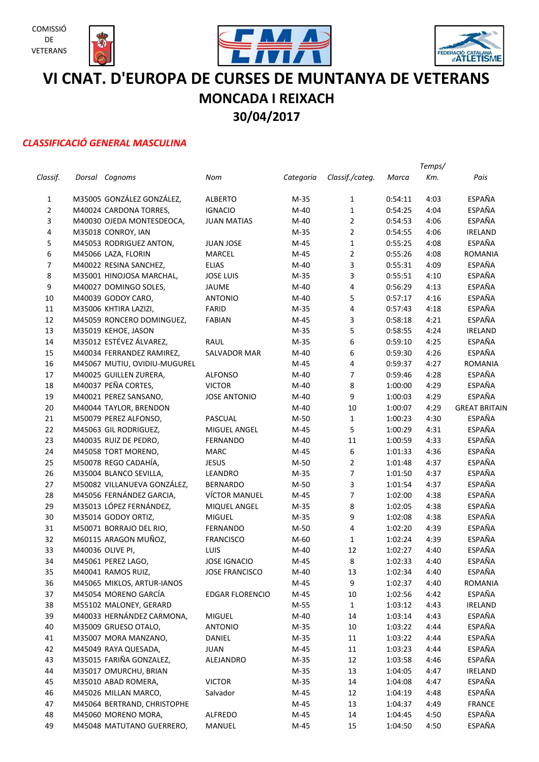COMISSIÓ DE VETERANS

# VI CNAT. D'EUROPA DE CURSES DE MUNTANYA DE VETERANS

## MONCADA I REIXACH

## 30/04/2017

***CLASSIFICACIÓ GENERAL MASCULINA***

| *Classif.* | *Dorsal* | *Cognoms* | *Nom* | *Categoria* | *Classif./categ.* | *Marca* | *Temps/ Km.* | *Pais* |
|---|---|---|---|---|---|---|---|---|
| 1 | M35005 | GONZÁLEZ GONZÁLEZ, | ALBERTO | M-35 | 1 | 0:54:11 | 4:03 | ESPAÑA |
| 2 | M40024 | CARDONA TORRES, | IGNACIO | M-40 | 1 | 0:54:25 | 4:04 | ESPAÑA |
| 3 | M40030 | OJEDA MONTESDEOCA, | JUAN MATIAS | M-40 | 2 | 0:54:53 | 4:06 | ESPAÑA |
| 4 | M35018 | CONROY, IAN | | M-35 | 2 | 0:54:55 | 4:06 | IRELAND |
| 5 | M45053 | RODRIGUEZ ANTON, | JUAN JOSE | M-45 | 1 | 0:55:25 | 4:08 | ESPAÑA |
| 6 | M45066 | LAZA, FLORIN | MARCEL | M-45 | 2 | 0:55:26 | 4:08 | ROMANIA |
| 7 | M40022 | RESINA SANCHEZ, | ELIAS | M-40 | 3 | 0:55:31 | 4:09 | ESPAÑA |
| 8 | M35001 | HINOJOSA MARCHAL, | JOSE LUIS | M-35 | 3 | 0:55:51 | 4:10 | ESPAÑA |
| 9 | M40027 | DOMINGO SOLES, | JAUME | M-40 | 4 | 0:56:29 | 4:13 | ESPAÑA |
| 10 | M40039 | GODOY CARO, | ANTONIO | M-40 | 5 | 0:57:17 | 4:16 | ESPAÑA |
| 11 | M35006 | KHTIRA LAZIZI, | FARID | M-35 | 4 | 0:57:43 | 4:18 | ESPAÑA |
| 12 | M45059 | RONCERO DOMINGUEZ, | FABIAN | M-45 | 3 | 0:58:18 | 4:21 | ESPAÑA |
| 13 | M35019 | KEHOE, JASON | | M-35 | 5 | 0:58:55 | 4:24 | IRELAND |
| 14 | M35012 | ESTÉVEZ ÁLVAREZ, | RAUL | M-35 | 6 | 0:59:10 | 4:25 | ESPAÑA |
| 15 | M40034 | FERRANDEZ RAMIREZ, | SALVADOR MAR | M-40 | 6 | 0:59:30 | 4:26 | ESPAÑA |
| 16 | M45067 | MUTIU, OVIDIU-MUGUREL | | M-45 | 4 | 0:59:37 | 4:27 | ROMANIA |
| 17 | M40025 | GUILLEN ZURERA, | ALFONSO | M-40 | 7 | 0:59:46 | 4:28 | ESPAÑA |
| 18 | M40037 | PEÑA CORTES, | VICTOR | M-40 | 8 | 1:00:00 | 4:29 | ESPAÑA |
| 19 | M40021 | PEREZ SANSANO, | JOSE ANTONIO | M-40 | 9 | 1:00:03 | 4:29 | ESPAÑA |
| 20 | M40044 | TAYLOR, BRENDON | | M-40 | 10 | 1:00:07 | 4:29 | GREAT BRITAIN |
| 21 | M50079 | PEREZ ALFONSO, | PASCUAL | M-50 | 1 | 1:00:23 | 4:30 | ESPAÑA |
| 22 | M45063 | GIL RODRIGUEZ, | MIGUEL ANGEL | M-45 | 5 | 1:00:29 | 4:31 | ESPAÑA |
| 23 | M40035 | RUIZ DE PEDRO, | FERNANDO | M-40 | 11 | 1:00:59 | 4:33 | ESPAÑA |
| 24 | M45058 | TORT MORENO, | MARC | M-45 | 6 | 1:01:33 | 4:36 | ESPAÑA |
| 25 | M50078 | REGO CADAHÍA, | JESUS | M-50 | 2 | 1:01:48 | 4:37 | ESPAÑA |
| 26 | M35004 | BLANCO SEVILLA, | LEANDRO | M-35 | 7 | 1:01:50 | 4:37 | ESPAÑA |
| 27 | M50082 | VILLANUEVA GONZÁLEZ, | BERNARDO | M-50 | 3 | 1:01:54 | 4:37 | ESPAÑA |
| 28 | M45056 | FERNÁNDEZ GARCIA, | VÍCTOR MANUEL | M-45 | 7 | 1:02:00 | 4:38 | ESPAÑA |
| 29 | M35013 | LÓPEZ FERNÁNDEZ, | MIQUEL ANGEL | M-35 | 8 | 1:02:05 | 4:38 | ESPAÑA |
| 30 | M35014 | GODOY ORTIZ, | MIGUEL | M-35 | 9 | 1:02:08 | 4:38 | ESPAÑA |
| 31 | M50071 | BORRAJO DEL RIO, | FERNANDO | M-50 | 4 | 1:02:20 | 4:39 | ESPAÑA |
| 32 | M60115 | ARAGON MUÑOZ, | FRANCISCO | M-60 | 1 | 1:02:24 | 4:39 | ESPAÑA |
| 33 | M40036 | OLIVE PI, | LUIS | M-40 | 12 | 1:02:27 | 4:40 | ESPAÑA |
| 34 | M45061 | PEREZ LAGO, | JOSE IGNACIO | M-45 | 8 | 1:02:33 | 4:40 | ESPAÑA |
| 35 | M40041 | RAMOS RUIZ, | JOSE FRANCISCO | M-40 | 13 | 1:02:34 | 4:40 | ESPAÑA |
| 36 | M45065 | MIKLOS, ARTUR-IANOS | | M-45 | 9 | 1:02:37 | 4:40 | ROMANIA |
| 37 | M45054 | MORENO GARCÍA | EDGAR FLORENCIO | M-45 | 10 | 1:02:56 | 4:42 | ESPAÑA |
| 38 | M55102 | MALONEY, GERARD | | M-55 | 1 | 1:03:12 | 4:43 | IRELAND |
| 39 | M40033 | HERNÁNDEZ CARMONA, | MIGUEL | M-40 | 14 | 1:03:14 | 4:43 | ESPAÑA |
| 40 | M35009 | GRUESO OTALO, | ANTONIO | M-35 | 10 | 1:03:22 | 4:44 | ESPAÑA |
| 41 | M35007 | MORA MANZANO, | DANIEL | M-35 | 11 | 1:03:22 | 4:44 | ESPAÑA |
| 42 | M45049 | RAYA QUESADA, | JUAN | M-45 | 11 | 1:03:23 | 4:44 | ESPAÑA |
| 43 | M35015 | FARIÑA GONZALEZ, | ALEJANDRO | M-35 | 12 | 1:03:58 | 4:46 | ESPAÑA |
| 44 | M35017 | OMURCHU, BRIAN | | M-35 | 13 | 1:04:05 | 4:47 | IRELAND |
| 45 | M35010 | ABAD ROMERA, | VICTOR | M-35 | 14 | 1:04:08 | 4:47 | ESPAÑA |
| 46 | M45026 | MILLAN MARCO, | Salvador | M-45 | 12 | 1:04:19 | 4:48 | ESPAÑA |
| 47 | M45064 | BERTRAND, CHRISTOPHE | | M-45 | 13 | 1:04:37 | 4:49 | FRANCE |
| 48 | M45060 | MORENO MORA, | ALFREDO | M-45 | 14 | 1:04:45 | 4:50 | ESPAÑA |
| 49 | M45048 | MATUTANO GUERRERO, | MANUEL | M-45 | 15 | 1:04:50 | 4:50 | ESPAÑA |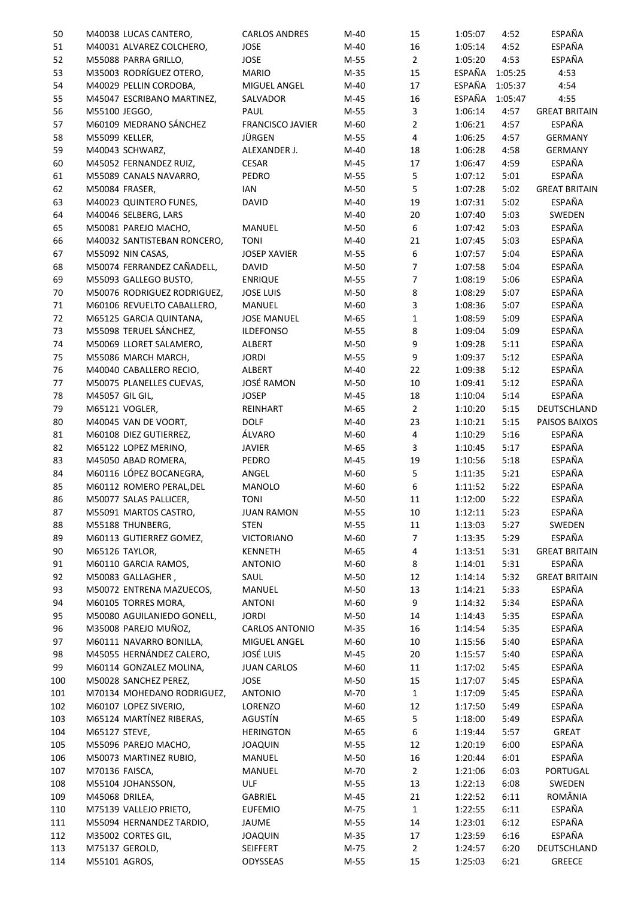| | | | | | | | |
|---|---|---|---|---|---|---|---|
| 50 | M40038 LUCAS CANTERO, | CARLOS ANDRES | M-40 | 15 | 1:05:07 | 4:52 | ESPAÑA |
| 51 | M40031 ALVAREZ COLCHERO, | JOSE | M-40 | 16 | 1:05:14 | 4:52 | ESPAÑA |
| 52 | M55088 PARRA GRILLO, | JOSE | M-55 | 2 | 1:05:20 | 4:53 | ESPAÑA |
| 53 | M35003 RODRÍGUEZ OTERO, | MARIO | M-35 | 15 | ESPAÑA | 1:05:25 | 4:53 |
| 54 | M40029 PELLIN CORDOBA, | MIGUEL ANGEL | M-40 | 17 | ESPAÑA | 1:05:37 | 4:54 |
| 55 | M45047 ESCRIBANO MARTINEZ, | SALVADOR | M-45 | 16 | ESPAÑA | 1:05:47 | 4:55 |
| 56 | M55100 JEGGO, | PAUL | M-55 | 3 | 1:06:14 | 4:57 | GREAT BRITAIN |
| 57 | M60109 MEDRANO SÁNCHEZ | FRANCISCO JAVIER | M-60 | 2 | 1:06:21 | 4:57 | ESPAÑA |
| 58 | M55099 KELLER, | JÜRGEN | M-55 | 4 | 1:06:25 | 4:57 | GERMANY |
| 59 | M40043 SCHWARZ, | ALEXANDER J. | M-40 | 18 | 1:06:28 | 4:58 | GERMANY |
| 60 | M45052 FERNANDEZ RUIZ, | CESAR | M-45 | 17 | 1:06:47 | 4:59 | ESPAÑA |
| 61 | M55089 CANALS NAVARRO, | PEDRO | M-55 | 5 | 1:07:12 | 5:01 | ESPAÑA |
| 62 | M50084 FRASER, | IAN | M-50 | 5 | 1:07:28 | 5:02 | GREAT BRITAIN |
| 63 | M40023 QUINTERO FUNES, | DAVID | M-40 | 19 | 1:07:31 | 5:02 | ESPAÑA |
| 64 | M40046 SELBERG, LARS | | M-40 | 20 | 1:07:40 | 5:03 | SWEDEN |
| 65 | M50081 PAREJO MACHO, | MANUEL | M-50 | 6 | 1:07:42 | 5:03 | ESPAÑA |
| 66 | M40032 SANTISTEBAN RONCERO, | TONI | M-40 | 21 | 1:07:45 | 5:03 | ESPAÑA |
| 67 | M55092 NIN CASAS, | JOSEP XAVIER | M-55 | 6 | 1:07:57 | 5:04 | ESPAÑA |
| 68 | M50074 FERRANDEZ CAÑADELL, | DAVID | M-50 | 7 | 1:07:58 | 5:04 | ESPAÑA |
| 69 | M55093 GALLEGO BUSTO, | ENRIQUE | M-55 | 7 | 1:08:19 | 5:06 | ESPAÑA |
| 70 | M50076 RODRIGUEZ RODRIGUEZ, | JOSE LUIS | M-50 | 8 | 1:08:29 | 5:07 | ESPAÑA |
| 71 | M60106 REVUELTO CABALLERO, | MANUEL | M-60 | 3 | 1:08:36 | 5:07 | ESPAÑA |
| 72 | M65125 GARCIA QUINTANA, | JOSE MANUEL | M-65 | 1 | 1:08:59 | 5:09 | ESPAÑA |
| 73 | M55098 TERUEL SÁNCHEZ, | ILDEFONSO | M-55 | 8 | 1:09:04 | 5:09 | ESPAÑA |
| 74 | M50069 LLORET SALAMERO, | ALBERT | M-50 | 9 | 1:09:28 | 5:11 | ESPAÑA |
| 75 | M55086 MARCH MARCH, | JORDI | M-55 | 9 | 1:09:37 | 5:12 | ESPAÑA |
| 76 | M40040 CABALLERO RECIO, | ALBERT | M-40 | 22 | 1:09:38 | 5:12 | ESPAÑA |
| 77 | M50075 PLANELLES CUEVAS, | JOSÉ RAMON | M-50 | 10 | 1:09:41 | 5:12 | ESPAÑA |
| 78 | M45057 GIL GIL, | JOSEP | M-45 | 18 | 1:10:04 | 5:14 | ESPAÑA |
| 79 | M65121 VOGLER, | REINHART | M-65 | 2 | 1:10:20 | 5:15 | DEUTSCHLAND |
| 80 | M40045 VAN DE VOORT, | DOLF | M-40 | 23 | 1:10:21 | 5:15 | PAISOS BAIXOS |
| 81 | M60108 DIEZ GUTIERREZ, | ÁLVARO | M-60 | 4 | 1:10:29 | 5:16 | ESPAÑA |
| 82 | M65122 LOPEZ MERINO, | JAVIER | M-65 | 3 | 1:10:45 | 5:17 | ESPAÑA |
| 83 | M45050 ABAD ROMERA, | PEDRO | M-45 | 19 | 1:10:56 | 5:18 | ESPAÑA |
| 84 | M60116 LÓPEZ BOCANEGRA, | ANGEL | M-60 | 5 | 1:11:35 | 5:21 | ESPAÑA |
| 85 | M60112 ROMERO PERAL,DEL | MANOLO | M-60 | 6 | 1:11:52 | 5:22 | ESPAÑA |
| 86 | M50077 SALAS PALLICER, | TONI | M-50 | 11 | 1:12:00 | 5:22 | ESPAÑA |
| 87 | M55091 MARTOS CASTRO, | JUAN RAMON | M-55 | 10 | 1:12:11 | 5:23 | ESPAÑA |
| 88 | M55188 THUNBERG, | STEN | M-55 | 11 | 1:13:03 | 5:27 | SWEDEN |
| 89 | M60113 GUTIERREZ GOMEZ, | VICTORIANO | M-60 | 7 | 1:13:35 | 5:29 | ESPAÑA |
| 90 | M65126 TAYLOR, | KENNETH | M-65 | 4 | 1:13:51 | 5:31 | GREAT BRITAIN |
| 91 | M60110 GARCIA RAMOS, | ANTONIO | M-60 | 8 | 1:14:01 | 5:31 | ESPAÑA |
| 92 | M50083 GALLAGHER , | SAUL | M-50 | 12 | 1:14:14 | 5:32 | GREAT BRITAIN |
| 93 | M50072 ENTRENA MAZUECOS, | MANUEL | M-50 | 13 | 1:14:21 | 5:33 | ESPAÑA |
| 94 | M60105 TORRES MORA, | ANTONI | M-60 | 9 | 1:14:32 | 5:34 | ESPAÑA |
| 95 | M50080 AGUILANIEDO GONELL, | JORDI | M-50 | 14 | 1:14:43 | 5:35 | ESPAÑA |
| 96 | M35008 PAREJO MUÑOZ, | CARLOS ANTONIO | M-35 | 16 | 1:14:54 | 5:35 | ESPAÑA |
| 97 | M60111 NAVARRO BONILLA, | MIGUEL ANGEL | M-60 | 10 | 1:15:56 | 5:40 | ESPAÑA |
| 98 | M45055 HERNÁNDEZ CALERO, | JOSÉ LUIS | M-45 | 20 | 1:15:57 | 5:40 | ESPAÑA |
| 99 | M60114 GONZALEZ MOLINA, | JUAN CARLOS | M-60 | 11 | 1:17:02 | 5:45 | ESPAÑA |
| 100 | M50028 SANCHEZ PEREZ, | JOSE | M-50 | 15 | 1:17:07 | 5:45 | ESPAÑA |
| 101 | M70134 MOHEDANO RODRIGUEZ, | ANTONIO | M-70 | 1 | 1:17:09 | 5:45 | ESPAÑA |
| 102 | M60107 LOPEZ SIVERIO, | LORENZO | M-60 | 12 | 1:17:50 | 5:49 | ESPAÑA |
| 103 | M65124 MARTÍNEZ RIBERAS, | AGUSTÍN | M-65 | 5 | 1:18:00 | 5:49 | ESPAÑA |
| 104 | M65127 STEVE, | HERINGTON | M-65 | 6 | 1:19:44 | 5:57 | GREAT |
| 105 | M55096 PAREJO MACHO, | JOAQUIN | M-55 | 12 | 1:20:19 | 6:00 | ESPAÑA |
| 106 | M50073 MARTINEZ RUBIO, | MANUEL | M-50 | 16 | 1:20:44 | 6:01 | ESPAÑA |
| 107 | M70136 FAISCA, | MANUEL | M-70 | 2 | 1:21:06 | 6:03 | PORTUGAL |
| 108 | M55104 JOHANSSON, | ULF | M-55 | 13 | 1:22:13 | 6:08 | SWEDEN |
| 109 | M45068 DRILEA, | GABRIEL | M-45 | 21 | 1:22:52 | 6:11 | ROMÂNIA |
| 110 | M75139 VALLEJO PRIETO, | EUFEMIO | M-75 | 1 | 1:22:55 | 6:11 | ESPAÑA |
| 111 | M55094 HERNANDEZ TARDIO, | JAUME | M-55 | 14 | 1:23:01 | 6:12 | ESPAÑA |
| 112 | M35002 CORTES GIL, | JOAQUIN | M-35 | 17 | 1:23:59 | 6:16 | ESPAÑA |
| 113 | M75137 GEROLD, | SEIFFERT | M-75 | 2 | 1:24:57 | 6:20 | DEUTSCHLAND |
| 114 | M55101 AGROS, | ODYSSEAS | M-55 | 15 | 1:25:03 | 6:21 | GREECE |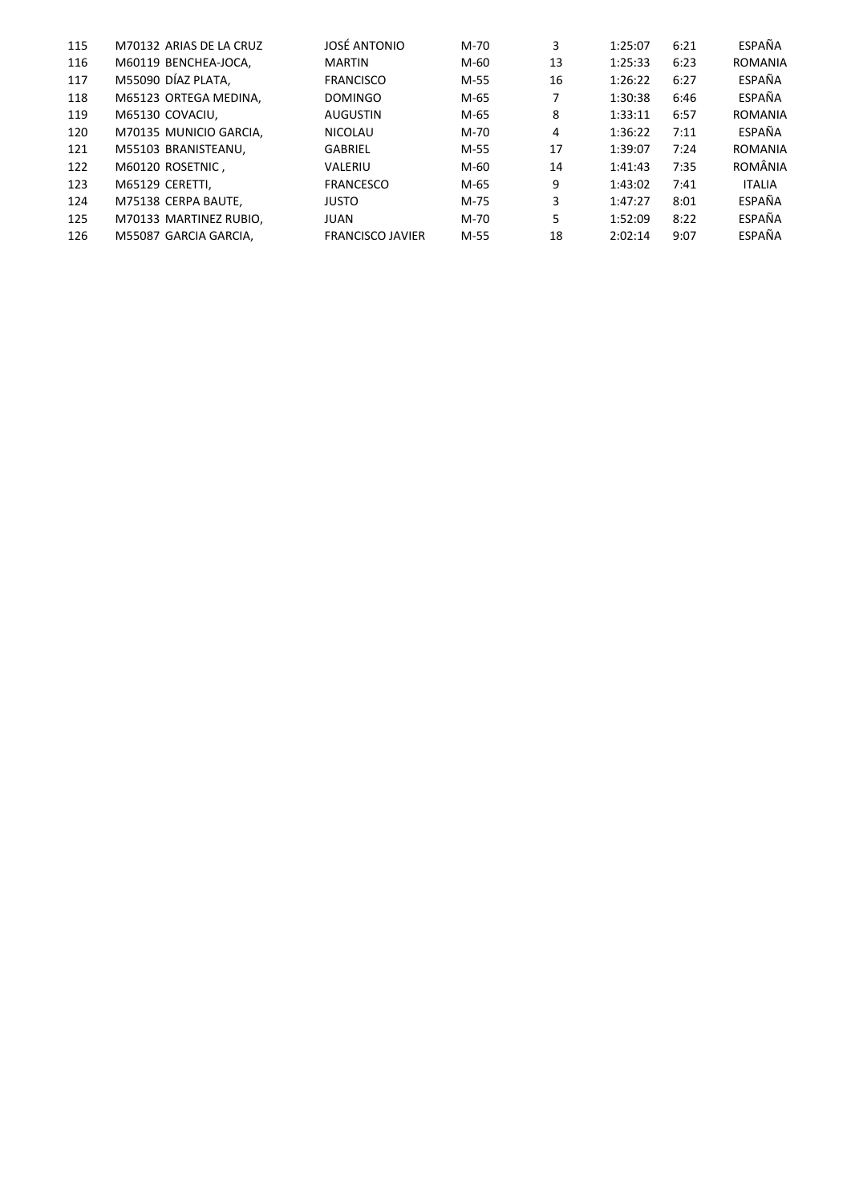| | | | | | | | |
|---|---|---|---|---|---|---|---|
| 115 | M70132 ARIAS DE LA CRUZ | JOSÉ ANTONIO | M-70 | 3 | 1:25:07 | 6:21 | ESPAÑA |
| 116 | M60119 BENCHEA-JOCA, | MARTIN | M-60 | 13 | 1:25:33 | 6:23 | ROMANIA |
| 117 | M55090 DÍAZ PLATA, | FRANCISCO | M-55 | 16 | 1:26:22 | 6:27 | ESPAÑA |
| 118 | M65123 ORTEGA MEDINA, | DOMINGO | M-65 | 7 | 1:30:38 | 6:46 | ESPAÑA |
| 119 | M65130 COVACIU, | AUGUSTIN | M-65 | 8 | 1:33:11 | 6:57 | ROMANIA |
| 120 | M70135 MUNICIO GARCIA, | NICOLAU | M-70 | 4 | 1:36:22 | 7:11 | ESPAÑA |
| 121 | M55103 BRANISTEANU, | GABRIEL | M-55 | 17 | 1:39:07 | 7:24 | ROMANIA |
| 122 | M60120 ROSETNIC , | VALERIU | M-60 | 14 | 1:41:43 | 7:35 | ROMÂNIA |
| 123 | M65129 CERETTI, | FRANCESCO | M-65 | 9 | 1:43:02 | 7:41 | ITALIA |
| 124 | M75138 CERPA BAUTE, | JUSTO | M-75 | 3 | 1:47:27 | 8:01 | ESPAÑA |
| 125 | M70133 MARTINEZ RUBIO, | JUAN | M-70 | 5 | 1:52:09 | 8:22 | ESPAÑA |
| 126 | M55087 GARCIA GARCIA, | FRANCISCO JAVIER | M-55 | 18 | 2:02:14 | 9:07 | ESPAÑA |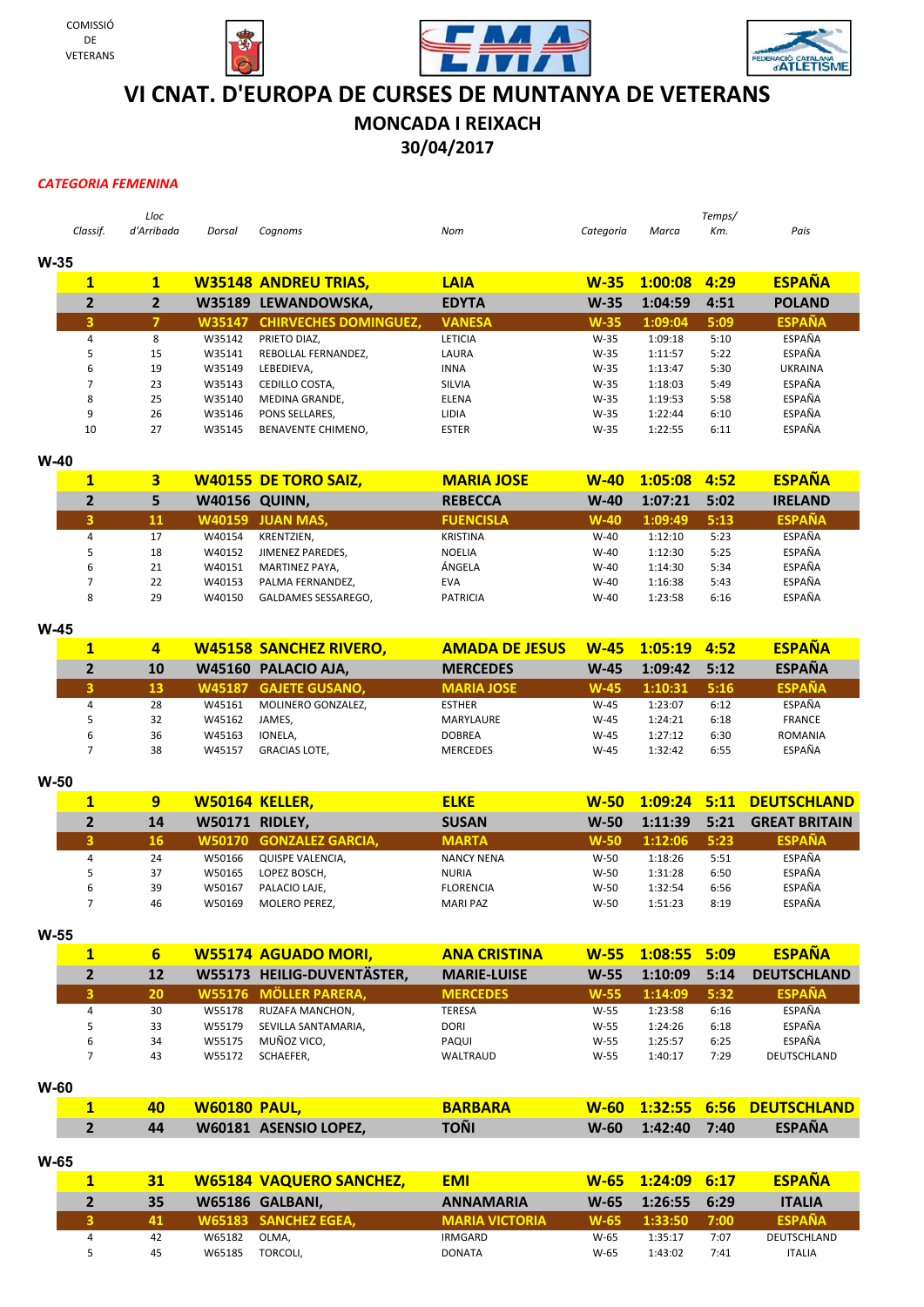COMISSIÓ DE VETERANS

# VI CNAT. D'EUROPA DE CURSES DE MUNTANYA DE VETERANS

## MONCADA I REIXACH

## 30/04/2017

*CATEGORIA FEMENINA*

### W-35

| Classif. | Lloc d'Arribada | Dorsal | Cognoms | Nom | Categoria | Marca | Temps/Km. | Pais |
|---|---|---|---|---|---|---|---|---|
| **1** | **1** | **W35148** | **ANDREU TRIAS,** | **LAIA** | **W-35** | **1:00:08** | **4:29** | **ESPAÑA** |
| **2** | **2** | **W35189** | **LEWANDOWSKA,** | **EDYTA** | **W-35** | **1:04:59** | **4:51** | **POLAND** |
| **3** | **7** | **W35147** | **CHIRVECHES DOMINGUEZ,** | **VANESA** | **W-35** | **1:09:04** | **5:09** | **ESPAÑA** |
| 4 | 8 | W35142 | PRIETO DIAZ, | LETICIA | W-35 | 1:09:18 | 5:10 | ESPAÑA |
| 5 | 15 | W35141 | REBOLLAL FERNANDEZ, | LAURA | W-35 | 1:11:57 | 5:22 | ESPAÑA |
| 6 | 19 | W35149 | LEBEDIEVA, | INNA | W-35 | 1:13:47 | 5:30 | UKRAINA |
| 7 | 23 | W35143 | CEDILLO COSTA, | SILVIA | W-35 | 1:18:03 | 5:49 | ESPAÑA |
| 8 | 25 | W35140 | MEDINA GRANDE, | ELENA | W-35 | 1:19:53 | 5:58 | ESPAÑA |
| 9 | 26 | W35146 | PONS SELLARES, | LIDIA | W-35 | 1:22:44 | 6:10 | ESPAÑA |
| 10 | 27 | W35145 | BENAVENTE CHIMENO, | ESTER | W-35 | 1:22:55 | 6:11 | ESPAÑA |

### W-40

| Classif. | Lloc d'Arribada | Dorsal | Cognoms | Nom | Categoria | Marca | Temps/Km. | Pais |
|---|---|---|---|---|---|---|---|---|
| **1** | **3** | **W40155** | **DE TORO SAIZ,** | **MARIA JOSE** | **W-40** | **1:05:08** | **4:52** | **ESPAÑA** |
| **2** | **5** | **W40156** | **QUINN,** | **REBECCA** | **W-40** | **1:07:21** | **5:02** | **IRELAND** |
| **3** | **11** | **W40159** | **JUAN MAS,** | **FUENCISLA** | **W-40** | **1:09:49** | **5:13** | **ESPAÑA** |
| 4 | 17 | W40154 | KRENTZIEN, | KRISTINA | W-40 | 1:12:10 | 5:23 | ESPAÑA |
| 5 | 18 | W40152 | JIMENEZ PAREDES, | NOELIA | W-40 | 1:12:30 | 5:25 | ESPAÑA |
| 6 | 21 | W40151 | MARTINEZ PAYA, | ÁNGELA | W-40 | 1:14:30 | 5:34 | ESPAÑA |
| 7 | 22 | W40153 | PALMA FERNANDEZ, | EVA | W-40 | 1:16:38 | 5:43 | ESPAÑA |
| 8 | 29 | W40150 | GALDAMES SESSAREGO, | PATRICIA | W-40 | 1:23:58 | 6:16 | ESPAÑA |

### W-45

| Classif. | Lloc d'Arribada | Dorsal | Cognoms | Nom | Categoria | Marca | Temps/Km. | Pais |
|---|---|---|---|---|---|---|---|---|
| **1** | **4** | **W45158** | **SANCHEZ RIVERO,** | **AMADA DE JESUS** | **W-45** | **1:05:19** | **4:52** | **ESPAÑA** |
| **2** | **10** | **W45160** | **PALACIO AJA,** | **MERCEDES** | **W-45** | **1:09:42** | **5:12** | **ESPAÑA** |
| **3** | **13** | **W45187** | **GAJETE GUSANO,** | **MARIA JOSE** | **W-45** | **1:10:31** | **5:16** | **ESPAÑA** |
| 4 | 28 | W45161 | MOLINERO GONZALEZ, | ESTHER | W-45 | 1:23:07 | 6:12 | ESPAÑA |
| 5 | 32 | W45162 | JAMES, | MARYLAURE | W-45 | 1:24:21 | 6:18 | FRANCE |
| 6 | 36 | W45163 | IONELA, | DOBREA | W-45 | 1:27:12 | 6:30 | ROMANIA |
| 7 | 38 | W45157 | GRACIAS LOTE, | MERCEDES | W-45 | 1:32:42 | 6:55 | ESPAÑA |

### W-50

| Classif. | Lloc d'Arribada | Dorsal | Cognoms | Nom | Categoria | Marca | Temps/Km. | Pais |
|---|---|---|---|---|---|---|---|---|
| **1** | **9** | **W50164** | **KELLER,** | **ELKE** | **W-50** | **1:09:24** | **5:11** | **DEUTSCHLAND** |
| **2** | **14** | **W50171** | **RIDLEY,** | **SUSAN** | **W-50** | **1:11:39** | **5:21** | **GREAT BRITAIN** |
| **3** | **16** | **W50170** | **GONZALEZ GARCIA,** | **MARTA** | **W-50** | **1:12:06** | **5:23** | **ESPAÑA** |
| 4 | 24 | W50166 | QUISPE VALENCIA, | NANCY NENA | W-50 | 1:18:26 | 5:51 | ESPAÑA |
| 5 | 37 | W50165 | LOPEZ BOSCH, | NURIA | W-50 | 1:31:28 | 6:50 | ESPAÑA |
| 6 | 39 | W50167 | PALACIO LAJE, | FLORENCIA | W-50 | 1:32:54 | 6:56 | ESPAÑA |
| 7 | 46 | W50169 | MOLERO PEREZ, | MARI PAZ | W-50 | 1:51:23 | 8:19 | ESPAÑA |

### W-55

| Classif. | Lloc d'Arribada | Dorsal | Cognoms | Nom | Categoria | Marca | Temps/Km. | Pais |
|---|---|---|---|---|---|---|---|---|
| **1** | **6** | **W55174** | **AGUADO MORI,** | **ANA CRISTINA** | **W-55** | **1:08:55** | **5:09** | **ESPAÑA** |
| **2** | **12** | **W55173** | **HEILIG-DUVENTÄSTER,** | **MARIE-LUISE** | **W-55** | **1:10:09** | **5:14** | **DEUTSCHLAND** |
| **3** | **20** | **W55176** | **MÖLLER PARERA,** | **MERCEDES** | **W-55** | **1:14:09** | **5:32** | **ESPAÑA** |
| 4 | 30 | W55178 | RUZAFA MANCHON, | TERESA | W-55 | 1:23:58 | 6:16 | ESPAÑA |
| 5 | 33 | W55179 | SEVILLA SANTAMARIA, | DORI | W-55 | 1:24:26 | 6:18 | ESPAÑA |
| 6 | 34 | W55175 | MUÑOZ VICO, | PAQUI | W-55 | 1:25:57 | 6:25 | ESPAÑA |
| 7 | 43 | W55172 | SCHAEFER, | WALTRAUD | W-55 | 1:40:17 | 7:29 | DEUTSCHLAND |

### W-60

| Classif. | Lloc d'Arribada | Dorsal | Cognoms | Nom | Categoria | Marca | Temps/Km. | Pais |
|---|---|---|---|---|---|---|---|---|
| **1** | **40** | **W60180** | **PAUL,** | **BARBARA** | **W-60** | **1:32:55** | **6:56** | **DEUTSCHLAND** |
| **2** | **44** | **W60181** | **ASENSIO LOPEZ,** | **TOÑI** | **W-60** | **1:42:40** | **7:40** | **ESPAÑA** |

### W-65

| Classif. | Lloc d'Arribada | Dorsal | Cognoms | Nom | Categoria | Marca | Temps/Km. | Pais |
|---|---|---|---|---|---|---|---|---|
| **1** | **31** | **W65184** | **VAQUERO SANCHEZ,** | **EMI** | **W-65** | **1:24:09** | **6:17** | **ESPAÑA** |
| **2** | **35** | **W65186** | **GALBANI,** | **ANNAMARIA** | **W-65** | **1:26:55** | **6:29** | **ITALIA** |
| **3** | **41** | **W65183** | **SANCHEZ EGEA,** | **MARIA VICTORIA** | **W-65** | **1:33:50** | **7:00** | **ESPAÑA** |
| 4 | 42 | W65182 | OLMA, | IRMGARD | W-65 | 1:35:17 | 7:07 | DEUTSCHLAND |
| 5 | 45 | W65185 | TORCOLI, | DONATA | W-65 | 1:43:02 | 7:41 | ITALIA |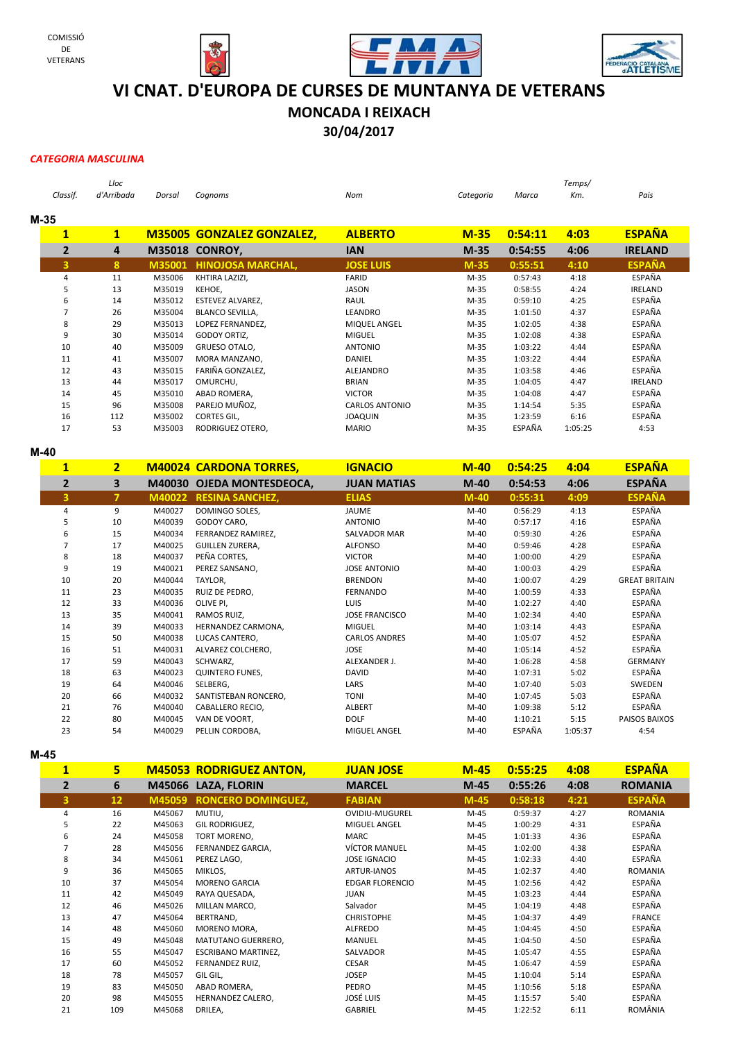COMISSIÓ DE VETERANS

# VI CNAT. D'EUROPA DE CURSES DE MUNTANYA DE VETERANS

## MONCADA I REIXACH

## 30/04/2017

*CATEGORIA MASCULINA*

| *Classif.* | *Lloc d'Arribada* | *Dorsal* | *Cognoms* | *Nom* | *Categoria* | *Marca* | *Temps/ Km.* | *Pais* |
|---|---|---|---|---|---|---|---|---|
| **M-35** | | | | | | | | |
| **1** | **1** | **M35005** | **GONZALEZ GONZALEZ,** | **ALBERTO** | **M-35** | **0:54:11** | **4:03** | **ESPAÑA** |
| **2** | **4** | **M35018** | **CONROY,** | **IAN** | **M-35** | **0:54:55** | **4:06** | **IRELAND** |
| **3** | **8** | **M35001** | **HINOJOSA MARCHAL,** | **JOSE LUIS** | **M-35** | **0:55:51** | **4:10** | **ESPAÑA** |
| 4 | 11 | M35006 | KHTIRA LAZIZI, | FARID | M-35 | 0:57:43 | 4:18 | ESPAÑA |
| 5 | 13 | M35019 | KEHOE, | JASON | M-35 | 0:58:55 | 4:24 | IRELAND |
| 6 | 14 | M35012 | ESTEVEZ ALVAREZ, | RAUL | M-35 | 0:59:10 | 4:25 | ESPAÑA |
| 7 | 26 | M35004 | BLANCO SEVILLA, | LEANDRO | M-35 | 1:01:50 | 4:37 | ESPAÑA |
| 8 | 29 | M35013 | LOPEZ FERNANDEZ, | MIQUEL ANGEL | M-35 | 1:02:05 | 4:38 | ESPAÑA |
| 9 | 30 | M35014 | GODOY ORTIZ, | MIGUEL | M-35 | 1:02:08 | 4:38 | ESPAÑA |
| 10 | 40 | M35009 | GRUESO OTALO, | ANTONIO | M-35 | 1:03:22 | 4:44 | ESPAÑA |
| 11 | 41 | M35007 | MORA MANZANO, | DANIEL | M-35 | 1:03:22 | 4:44 | ESPAÑA |
| 12 | 43 | M35015 | FARIÑA GONZALEZ, | ALEJANDRO | M-35 | 1:03:58 | 4:46 | ESPAÑA |
| 13 | 44 | M35017 | OMURCHU, | BRIAN | M-35 | 1:04:05 | 4:47 | IRELAND |
| 14 | 45 | M35010 | ABAD ROMERA, | VICTOR | M-35 | 1:04:08 | 4:47 | ESPAÑA |
| 15 | 96 | M35008 | PAREJO MUÑOZ, | CARLOS ANTONIO | M-35 | 1:14:54 | 5:35 | ESPAÑA |
| 16 | 112 | M35002 | CORTES GIL, | JOAQUIN | M-35 | 1:23:59 | 6:16 | ESPAÑA |
| 17 | 53 | M35003 | RODRIGUEZ OTERO, | MARIO | M-35 | ESPAÑA | 1:05:25 | 4:53 |
| **M-40** | | | | | | | | |
| **1** | **2** | **M40024** | **CARDONA TORRES,** | **IGNACIO** | **M-40** | **0:54:25** | **4:04** | **ESPAÑA** |
| **2** | **3** | **M40030** | **OJEDA MONTESDEOCA,** | **JUAN MATIAS** | **M-40** | **0:54:53** | **4:06** | **ESPAÑA** |
| **3** | **7** | **M40022** | **RESINA SANCHEZ,** | **ELIAS** | **M-40** | **0:55:31** | **4:09** | **ESPAÑA** |
| 4 | 9 | M40027 | DOMINGO SOLES, | JAUME | M-40 | 0:56:29 | 4:13 | ESPAÑA |
| 5 | 10 | M40039 | GODOY CARO, | ANTONIO | M-40 | 0:57:17 | 4:16 | ESPAÑA |
| 6 | 15 | M40034 | FERRANDEZ RAMIREZ, | SALVADOR MAR | M-40 | 0:59:30 | 4:26 | ESPAÑA |
| 7 | 17 | M40025 | GUILLEN ZURERA, | ALFONSO | M-40 | 0:59:46 | 4:28 | ESPAÑA |
| 8 | 18 | M40037 | PEÑA CORTES, | VICTOR | M-40 | 1:00:00 | 4:29 | ESPAÑA |
| 9 | 19 | M40021 | PEREZ SANSANO, | JOSE ANTONIO | M-40 | 1:00:03 | 4:29 | ESPAÑA |
| 10 | 20 | M40044 | TAYLOR, | BRENDON | M-40 | 1:00:07 | 4:29 | GREAT BRITAIN |
| 11 | 23 | M40035 | RUIZ DE PEDRO, | FERNANDO | M-40 | 1:00:59 | 4:33 | ESPAÑA |
| 12 | 33 | M40036 | OLIVE PI, | LUIS | M-40 | 1:02:27 | 4:40 | ESPAÑA |
| 13 | 35 | M40041 | RAMOS RUIZ, | JOSE FRANCISCO | M-40 | 1:02:34 | 4:40 | ESPAÑA |
| 14 | 39 | M40033 | HERNANDEZ CARMONA, | MIGUEL | M-40 | 1:03:14 | 4:43 | ESPAÑA |
| 15 | 50 | M40038 | LUCAS CANTERO, | CARLOS ANDRES | M-40 | 1:05:07 | 4:52 | ESPAÑA |
| 16 | 51 | M40031 | ALVAREZ COLCHERO, | JOSE | M-40 | 1:05:14 | 4:52 | ESPAÑA |
| 17 | 59 | M40043 | SCHWARZ, | ALEXANDER J. | M-40 | 1:06:28 | 4:58 | GERMANY |
| 18 | 63 | M40023 | QUINTERO FUNES, | DAVID | M-40 | 1:07:31 | 5:02 | ESPAÑA |
| 19 | 64 | M40046 | SELBERG, | LARS | M-40 | 1:07:40 | 5:03 | SWEDEN |
| 20 | 66 | M40032 | SANTISTEBAN RONCERO, | TONI | M-40 | 1:07:45 | 5:03 | ESPAÑA |
| 21 | 76 | M40040 | CABALLERO RECIO, | ALBERT | M-40 | 1:09:38 | 5:12 | ESPAÑA |
| 22 | 80 | M40045 | VAN DE VOORT, | DOLF | M-40 | 1:10:21 | 5:15 | PAISOS BAIXOS |
| 23 | 54 | M40029 | PELLIN CORDOBA, | MIGUEL ANGEL | M-40 | ESPAÑA | 1:05:37 | 4:54 |
| **M-45** | | | | | | | | |
| **1** | **5** | **M45053** | **RODRIGUEZ ANTON,** | **JUAN JOSE** | **M-45** | **0:55:25** | **4:08** | **ESPAÑA** |
| **2** | **6** | **M45066** | **LAZA, FLORIN** | **MARCEL** | **M-45** | **0:55:26** | **4:08** | **ROMANIA** |
| **3** | **12** | **M45059** | **RONCERO DOMINGUEZ,** | **FABIAN** | **M-45** | **0:58:18** | **4:21** | **ESPAÑA** |
| 4 | 16 | M45067 | MUTIU, | OVIDIU-MUGUREL | M-45 | 0:59:37 | 4:27 | ROMANIA |
| 5 | 22 | M45063 | GIL RODRIGUEZ, | MIGUEL ANGEL | M-45 | 1:00:29 | 4:31 | ESPAÑA |
| 6 | 24 | M45058 | TORT MORENO, | MARC | M-45 | 1:01:33 | 4:36 | ESPAÑA |
| 7 | 28 | M45056 | FERNANDEZ GARCIA, | VÍCTOR MANUEL | M-45 | 1:02:00 | 4:38 | ESPAÑA |
| 8 | 34 | M45061 | PEREZ LAGO, | JOSE IGNACIO | M-45 | 1:02:33 | 4:40 | ESPAÑA |
| 9 | 36 | M45065 | MIKLOS, | ARTUR-IANOS | M-45 | 1:02:37 | 4:40 | ROMANIA |
| 10 | 37 | M45054 | MORENO GARCIA | EDGAR FLORENCIO | M-45 | 1:02:56 | 4:42 | ESPAÑA |
| 11 | 42 | M45049 | RAYA QUESADA, | JUAN | M-45 | 1:03:23 | 4:44 | ESPAÑA |
| 12 | 46 | M45026 | MILLAN MARCO, | Salvador | M-45 | 1:04:19 | 4:48 | ESPAÑA |
| 13 | 47 | M45064 | BERTRAND, | CHRISTOPHE | M-45 | 1:04:37 | 4:49 | FRANCE |
| 14 | 48 | M45060 | MORENO MORA, | ALFREDO | M-45 | 1:04:45 | 4:50 | ESPAÑA |
| 15 | 49 | M45048 | MATUTANO GUERRERO, | MANUEL | M-45 | 1:04:50 | 4:50 | ESPAÑA |
| 16 | 55 | M45047 | ESCRIBANO MARTINEZ, | SALVADOR | M-45 | 1:05:47 | 4:55 | ESPAÑA |
| 17 | 60 | M45052 | FERNANDEZ RUIZ, | CESAR | M-45 | 1:06:47 | 4:59 | ESPAÑA |
| 18 | 78 | M45057 | GIL GIL, | JOSEP | M-45 | 1:10:04 | 5:14 | ESPAÑA |
| 19 | 83 | M45050 | ABAD ROMERA, | PEDRO | M-45 | 1:10:56 | 5:18 | ESPAÑA |
| 20 | 98 | M45055 | HERNANDEZ CALERO, | JOSÉ LUIS | M-45 | 1:15:57 | 5:40 | ESPAÑA |
| 21 | 109 | M45068 | DRILEA, | GABRIEL | M-45 | 1:22:52 | 6:11 | ROMÂNIA |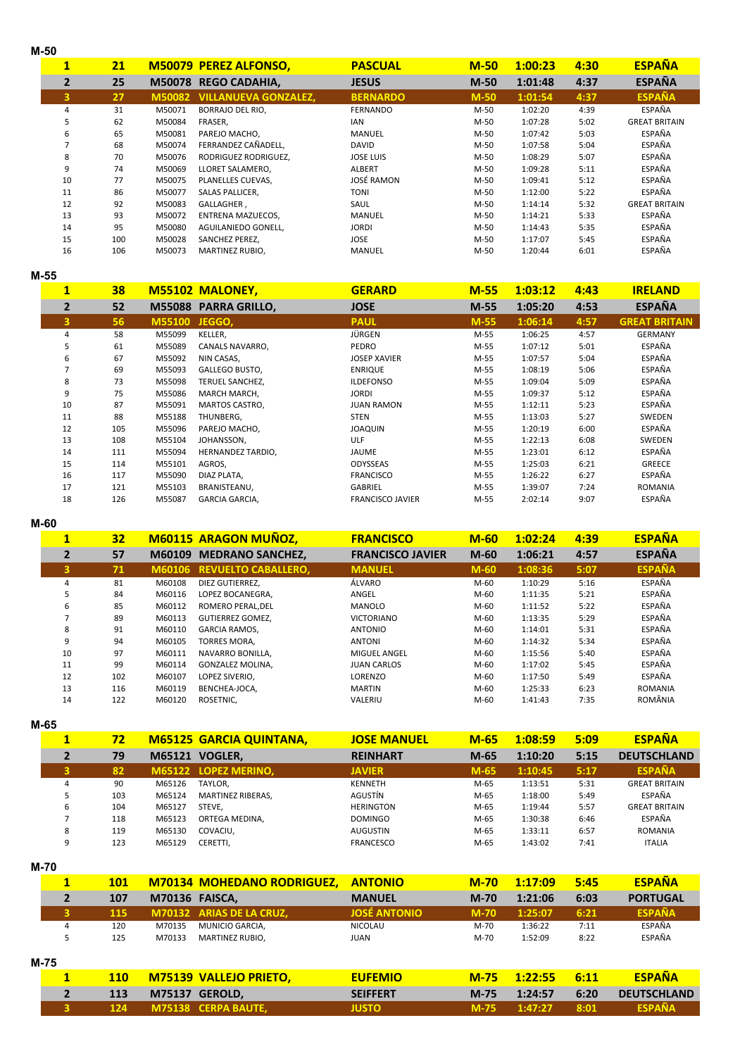## M-50

| | | | | | | | | |
|---|---|---|---|---|---|---|---|---|
| **1** | **21** | **M50079** | **PEREZ ALFONSO,** | **PASCUAL** | **M-50** | **1:00:23** | **4:30** | **ESPAÑA** |
| **2** | **25** | **M50078** | **REGO CADAHIA,** | **JESUS** | **M-50** | **1:01:48** | **4:37** | **ESPAÑA** |
| **3** | **27** | **M50082** | **VILLANUEVA GONZALEZ,** | **BERNARDO** | **M-50** | **1:01:54** | **4:37** | **ESPAÑA** |
| 4 | 31 | M50071 | BORRAJO DEL RIO, | FERNANDO | M-50 | 1:02:20 | 4:39 | ESPAÑA |
| 5 | 62 | M50084 | FRASER, | IAN | M-50 | 1:07:28 | 5:02 | GREAT BRITAIN |
| 6 | 65 | M50081 | PAREJO MACHO, | MANUEL | M-50 | 1:07:42 | 5:03 | ESPAÑA |
| 7 | 68 | M50074 | FERRANDEZ CAÑADELL, | DAVID | M-50 | 1:07:58 | 5:04 | ESPAÑA |
| 8 | 70 | M50076 | RODRIGUEZ RODRIGUEZ, | JOSE LUIS | M-50 | 1:08:29 | 5:07 | ESPAÑA |
| 9 | 74 | M50069 | LLORET SALAMERO, | ALBERT | M-50 | 1:09:28 | 5:11 | ESPAÑA |
| 10 | 77 | M50075 | PLANELLES CUEVAS, | JOSÉ RAMON | M-50 | 1:09:41 | 5:12 | ESPAÑA |
| 11 | 86 | M50077 | SALAS PALLICER, | TONI | M-50 | 1:12:00 | 5:22 | ESPAÑA |
| 12 | 92 | M50083 | GALLAGHER , | SAUL | M-50 | 1:14:14 | 5:32 | GREAT BRITAIN |
| 13 | 93 | M50072 | ENTRENA MAZUECOS, | MANUEL | M-50 | 1:14:21 | 5:33 | ESPAÑA |
| 14 | 95 | M50080 | AGUILANIEDO GONELL, | JORDI | M-50 | 1:14:43 | 5:35 | ESPAÑA |
| 15 | 100 | M50028 | SANCHEZ PEREZ, | JOSE | M-50 | 1:17:07 | 5:45 | ESPAÑA |
| 16 | 106 | M50073 | MARTINEZ RUBIO, | MANUEL | M-50 | 1:20:44 | 6:01 | ESPAÑA |

## M-55

| | | | | | | | | |
|---|---|---|---|---|---|---|---|---|
| **1** | **38** | **M55102** | **MALONEY,** | **GERARD** | **M-55** | **1:03:12** | **4:43** | **IRELAND** |
| **2** | **52** | **M55088** | **PARRA GRILLO,** | **JOSE** | **M-55** | **1:05:20** | **4:53** | **ESPAÑA** |
| **3** | **56** | **M55100** | **JEGGO,** | **PAUL** | **M-55** | **1:06:14** | **4:57** | **GREAT BRITAIN** |
| 4 | 58 | M55099 | KELLER, | JÜRGEN | M-55 | 1:06:25 | 4:57 | GERMANY |
| 5 | 61 | M55089 | CANALS NAVARRO, | PEDRO | M-55 | 1:07:12 | 5:01 | ESPAÑA |
| 6 | 67 | M55092 | NIN CASAS, | JOSEP XAVIER | M-55 | 1:07:57 | 5:04 | ESPAÑA |
| 7 | 69 | M55093 | GALLEGO BUSTO, | ENRIQUE | M-55 | 1:08:19 | 5:06 | ESPAÑA |
| 8 | 73 | M55098 | TERUEL SANCHEZ, | ILDEFONSO | M-55 | 1:09:04 | 5:09 | ESPAÑA |
| 9 | 75 | M55086 | MARCH MARCH, | JORDI | M-55 | 1:09:37 | 5:12 | ESPAÑA |
| 10 | 87 | M55091 | MARTOS CASTRO, | JUAN RAMON | M-55 | 1:12:11 | 5:23 | ESPAÑA |
| 11 | 88 | M55188 | THUNBERG, | STEN | M-55 | 1:13:03 | 5:27 | SWEDEN |
| 12 | 105 | M55096 | PAREJO MACHO, | JOAQUIN | M-55 | 1:20:19 | 6:00 | ESPAÑA |
| 13 | 108 | M55104 | JOHANSSON, | ULF | M-55 | 1:22:13 | 6:08 | SWEDEN |
| 14 | 111 | M55094 | HERNANDEZ TARDIO, | JAUME | M-55 | 1:23:01 | 6:12 | ESPAÑA |
| 15 | 114 | M55101 | AGROS, | ODYSSEAS | M-55 | 1:25:03 | 6:21 | GREECE |
| 16 | 117 | M55090 | DIAZ PLATA, | FRANCISCO | M-55 | 1:26:22 | 6:27 | ESPAÑA |
| 17 | 121 | M55103 | BRANISTEANU, | GABRIEL | M-55 | 1:39:07 | 7:24 | ROMANIA |
| 18 | 126 | M55087 | GARCIA GARCIA, | FRANCISCO JAVIER | M-55 | 2:02:14 | 9:07 | ESPAÑA |

## M-60

| | | | | | | | | |
|---|---|---|---|---|---|---|---|---|
| **1** | **32** | **M60115** | **ARAGON MUÑOZ,** | **FRANCISCO** | **M-60** | **1:02:24** | **4:39** | **ESPAÑA** |
| **2** | **57** | **M60109** | **MEDRANO SANCHEZ,** | **FRANCISCO JAVIER** | **M-60** | **1:06:21** | **4:57** | **ESPAÑA** |
| **3** | **71** | **M60106** | **REVUELTO CABALLERO,** | **MANUEL** | **M-60** | **1:08:36** | **5:07** | **ESPAÑA** |
| 4 | 81 | M60108 | DIEZ GUTIERREZ, | ÁLVARO | M-60 | 1:10:29 | 5:16 | ESPAÑA |
| 5 | 84 | M60116 | LOPEZ BOCANEGRA, | ANGEL | M-60 | 1:11:35 | 5:21 | ESPAÑA |
| 6 | 85 | M60112 | ROMERO PERAL,DEL | MANOLO | M-60 | 1:11:52 | 5:22 | ESPAÑA |
| 7 | 89 | M60113 | GUTIERREZ GOMEZ, | VICTORIANO | M-60 | 1:13:35 | 5:29 | ESPAÑA |
| 8 | 91 | M60110 | GARCIA RAMOS, | ANTONIO | M-60 | 1:14:01 | 5:31 | ESPAÑA |
| 9 | 94 | M60105 | TORRES MORA, | ANTONI | M-60 | 1:14:32 | 5:34 | ESPAÑA |
| 10 | 97 | M60111 | NAVARRO BONILLA, | MIGUEL ANGEL | M-60 | 1:15:56 | 5:40 | ESPAÑA |
| 11 | 99 | M60114 | GONZALEZ MOLINA, | JUAN CARLOS | M-60 | 1:17:02 | 5:45 | ESPAÑA |
| 12 | 102 | M60107 | LOPEZ SIVERIO, | LORENZO | M-60 | 1:17:50 | 5:49 | ESPAÑA |
| 13 | 116 | M60119 | BENCHEA-JOCA, | MARTIN | M-60 | 1:25:33 | 6:23 | ROMANIA |
| 14 | 122 | M60120 | ROSETNIC, | VALERIU | M-60 | 1:41:43 | 7:35 | ROMÂNIA |

## M-65

| | | | | | | | | |
|---|---|---|---|---|---|---|---|---|
| **1** | **72** | **M65125** | **GARCIA QUINTANA,** | **JOSE MANUEL** | **M-65** | **1:08:59** | **5:09** | **ESPAÑA** |
| **2** | **79** | **M65121** | **VOGLER,** | **REINHART** | **M-65** | **1:10:20** | **5:15** | **DEUTSCHLAND** |
| **3** | **82** | **M65122** | **LOPEZ MERINO,** | **JAVIER** | **M-65** | **1:10:45** | **5:17** | **ESPAÑA** |
| 4 | 90 | M65126 | TAYLOR, | KENNETH | M-65 | 1:13:51 | 5:31 | GREAT BRITAIN |
| 5 | 103 | M65124 | MARTINEZ RIBERAS, | AGUSTÍN | M-65 | 1:18:00 | 5:49 | ESPAÑA |
| 6 | 104 | M65127 | STEVE, | HERINGTON | M-65 | 1:19:44 | 5:57 | GREAT BRITAIN |
| 7 | 118 | M65123 | ORTEGA MEDINA, | DOMINGO | M-65 | 1:30:38 | 6:46 | ESPAÑA |
| 8 | 119 | M65130 | COVACIU, | AUGUSTIN | M-65 | 1:33:11 | 6:57 | ROMANIA |
| 9 | 123 | M65129 | CERETTI, | FRANCESCO | M-65 | 1:43:02 | 7:41 | ITALIA |

## M-70

| | | | | | | | | |
|---|---|---|---|---|---|---|---|---|
| **1** | **101** | **M70134** | **MOHEDANO RODRIGUEZ,** | **ANTONIO** | **M-70** | **1:17:09** | **5:45** | **ESPAÑA** |
| **2** | **107** | **M70136** | **FAISCA,** | **MANUEL** | **M-70** | **1:21:06** | **6:03** | **PORTUGAL** |
| **3** | **115** | **M70132** | **ARIAS DE LA CRUZ,** | **JOSÉ ANTONIO** | **M-70** | **1:25:07** | **6:21** | **ESPAÑA** |
| 4 | 120 | M70135 | MUNICIO GARCIA, | NICOLAU | M-70 | 1:36:22 | 7:11 | ESPAÑA |
| 5 | 125 | M70133 | MARTINEZ RUBIO, | JUAN | M-70 | 1:52:09 | 8:22 | ESPAÑA |

## M-75

| | | | | | | | | |
|---|---|---|---|---|---|---|---|---|
| **1** | **110** | **M75139** | **VALLEJO PRIETO,** | **EUFEMIO** | **M-75** | **1:22:55** | **6:11** | **ESPAÑA** |
| **2** | **113** | **M75137** | **GEROLD,** | **SEIFFERT** | **M-75** | **1:24:57** | **6:20** | **DEUTSCHLAND** |
| **3** | **124** | **M75138** | **CERPA BAUTE,** | **JUSTO** | **M-75** | **1:47:27** | **8:01** | **ESPAÑA** |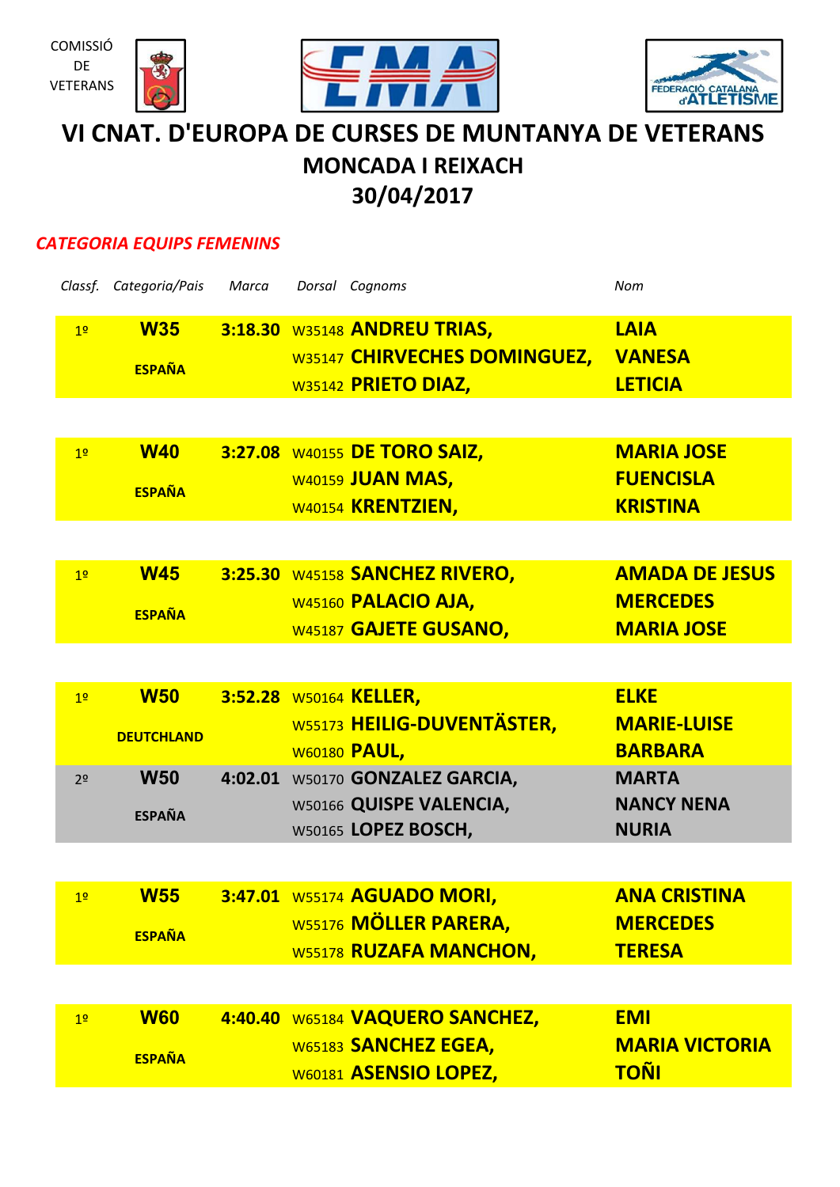COMISSIÓ
DE
VETERANS

# VI CNAT. D'EUROPA DE CURSES DE MUNTANYA DE VETERANS

## MONCADA I REIXACH

## 30/04/2017

*CATEGORIA EQUIPS FEMENINS*

| *Classf.* | *Categoria/Pais* | *Marca* | *Dorsal* | *Cognoms* | *Nom* |
|---|---|---|---|---|---|
| 1º | **W35** | **3:18.30** | W35148 | **ANDREU TRIAS,** | **LAIA** |
| | **ESPAÑA** | | W35147 | **CHIRVECHES DOMINGUEZ,** | **VANESA** |
| | | | W35142 | **PRIETO DIAZ,** | **LETICIA** |
| 1º | **W40** | **3:27.08** | W40155 | **DE TORO SAIZ,** | **MARIA JOSE** |
| | **ESPAÑA** | | W40159 | **JUAN MAS,** | **FUENCISLA** |
| | | | W40154 | **KRENTZIEN,** | **KRISTINA** |
| 1º | **W45** | **3:25.30** | W45158 | **SANCHEZ RIVERO,** | **AMADA DE JESUS** |
| | **ESPAÑA** | | W45160 | **PALACIO AJA,** | **MERCEDES** |
| | | | W45187 | **GAJETE GUSANO,** | **MARIA JOSE** |
| 1º | **W50** | **3:52.28** | W50164 | **KELLER,** | **ELKE** |
| | **DEUTCHLAND** | | W55173 | **HEILIG-DUVENTÄSTER,** | **MARIE-LUISE** |
| | | | W60180 | **PAUL,** | **BARBARA** |
| 2º | **W50** | **4:02.01** | W50170 | **GONZALEZ GARCIA,** | **MARTA** |
| | **ESPAÑA** | | W50166 | **QUISPE VALENCIA,** | **NANCY NENA** |
| | | | W50165 | **LOPEZ BOSCH,** | **NURIA** |
| 1º | **W55** | **3:47.01** | W55174 | **AGUADO MORI,** | **ANA CRISTINA** |
| | **ESPAÑA** | | W55176 | **MÖLLER PARERA,** | **MERCEDES** |
| | | | W55178 | **RUZAFA MANCHON,** | **TERESA** |
| 1º | **W60** | **4:40.40** | W65184 | **VAQUERO SANCHEZ,** | **EMI** |
| | **ESPAÑA** | | W65183 | **SANCHEZ EGEA,** | **MARIA VICTORIA** |
| | | | W60181 | **ASENSIO LOPEZ,** | **TOÑI** |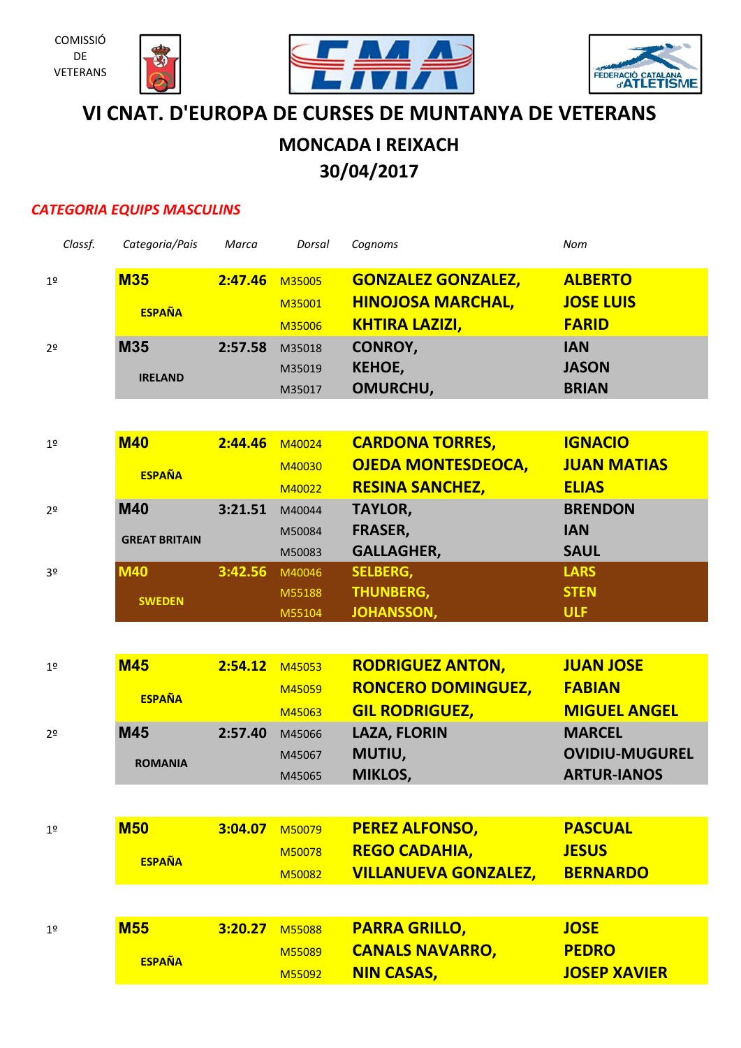COMISSIÓ DE VETERANS

# VI CNAT. D'EUROPA DE CURSES DE MUNTANYA DE VETERANS

## MONCADA I REIXACH

## 30/04/2017

### *CATEGORIA EQUIPS MASCULINS*

| *Classf.* | *Categoria/Pais* | *Marca* | *Dorsal* | *Cognoms* | *Nom* |
|---|---|---|---|---|---|
| 1º | **M35** ESPAÑA | **2:47.46** | M35005 | **GONZALEZ GONZALEZ,** | **ALBERTO** |
| | | | M35001 | **HINOJOSA MARCHAL,** | **JOSE LUIS** |
| | | | M35006 | **KHTIRA LAZIZI,** | **FARID** |
| 2º | **M35** IRELAND | **2:57.58** | M35018 | **CONROY,** | **IAN** |
| | | | M35019 | **KEHOE,** | **JASON** |
| | | | M35017 | **OMURCHU,** | **BRIAN** |
| 1º | **M40** ESPAÑA | **2:44.46** | M40024 | **CARDONA TORRES,** | **IGNACIO** |
| | | | M40030 | **OJEDA MONTESDEOCA,** | **JUAN MATIAS** |
| | | | M40022 | **RESINA SANCHEZ,** | **ELIAS** |
| 2º | **M40** GREAT BRITAIN | **3:21.51** | M40044 | **TAYLOR,** | **BRENDON** |
| | | | M50084 | **FRASER,** | **IAN** |
| | | | M50083 | **GALLAGHER,** | **SAUL** |
| 3º | **M40** SWEDEN | **3:42.56** | M40046 | **SELBERG,** | **LARS** |
| | | | M55188 | **THUNBERG,** | **STEN** |
| | | | M55104 | **JOHANSSON,** | **ULF** |
| 1º | **M45** ESPAÑA | **2:54.12** | M45053 | **RODRIGUEZ ANTON,** | **JUAN JOSE** |
| | | | M45059 | **RONCERO DOMINGUEZ,** | **FABIAN** |
| | | | M45063 | **GIL RODRIGUEZ,** | **MIGUEL ANGEL** |
| 2º | **M45** ROMANIA | **2:57.40** | M45066 | **LAZA, FLORIN** | **MARCEL** |
| | | | M45067 | **MUTIU,** | **OVIDIU-MUGUREL** |
| | | | M45065 | **MIKLOS,** | **ARTUR-IANOS** |
| 1º | **M50** ESPAÑA | **3:04.07** | M50079 | **PEREZ ALFONSO,** | **PASCUAL** |
| | | | M50078 | **REGO CADAHIA,** | **JESUS** |
| | | | M50082 | **VILLANUEVA GONZALEZ,** | **BERNARDO** |
| 1º | **M55** ESPAÑA | **3:20.27** | M55088 | **PARRA GRILLO,** | **JOSE** |
| | | | M55089 | **CANALS NAVARRO,** | **PEDRO** |
| | | | M55092 | **NIN CASAS,** | **JOSEP XAVIER** |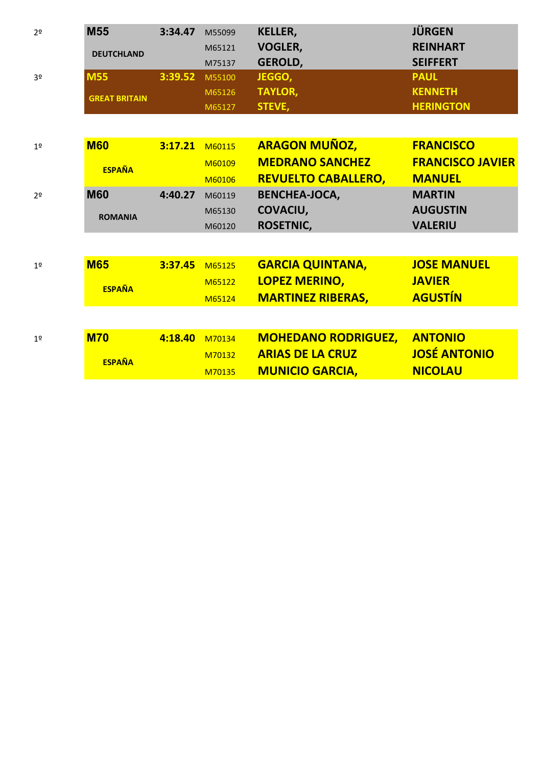| | | | | | |
|---|---|---|---|---|---|
| 2º | **M55** | **3:34.47** | M55099 | **KELLER,** | **JÜRGEN** |
| | **DEUTCHLAND** | | M65121 | **VOGLER,** | **REINHART** |
| | | | M75137 | **GEROLD,** | **SEIFFERT** |
| 3º | **M55** | **3:39.52** | M55100 | **JEGGO,** | **PAUL** |
| | **GREAT BRITAIN** | | M65126 | **TAYLOR,** | **KENNETH** |
| | | | M65127 | **STEVE,** | **HERINGTON** |

| | | | | | |
|---|---|---|---|---|---|
| 1º | **M60** | **3:17.21** | M60115 | **ARAGON MUÑOZ,** | **FRANCISCO** |
| | **ESPAÑA** | | M60109 | **MEDRANO SANCHEZ** | **FRANCISCO JAVIER** |
| | | | M60106 | **REVUELTO CABALLERO,** | **MANUEL** |
| 2º | **M60** | **4:40.27** | M60119 | **BENCHEA-JOCA,** | **MARTIN** |
| | **ROMANIA** | | M65130 | **COVACIU,** | **AUGUSTIN** |
| | | | M60120 | **ROSETNIC,** | **VALERIU** |

| | | | | | |
|---|---|---|---|---|---|
| 1º | **M65** | **3:37.45** | M65125 | **GARCIA QUINTANA,** | **JOSE MANUEL** |
| | **ESPAÑA** | | M65122 | **LOPEZ MERINO,** | **JAVIER** |
| | | | M65124 | **MARTINEZ RIBERAS,** | **AGUSTÍN** |

| | | | | | |
|---|---|---|---|---|---|
| 1º | **M70** | **4:18.40** | M70134 | **MOHEDANO RODRIGUEZ,** | **ANTONIO** |
| | **ESPAÑA** | | M70132 | **ARIAS DE LA CRUZ** | **JOSÉ ANTONIO** |
| | | | M70135 | **MUNICIO GARCIA,** | **NICOLAU** |